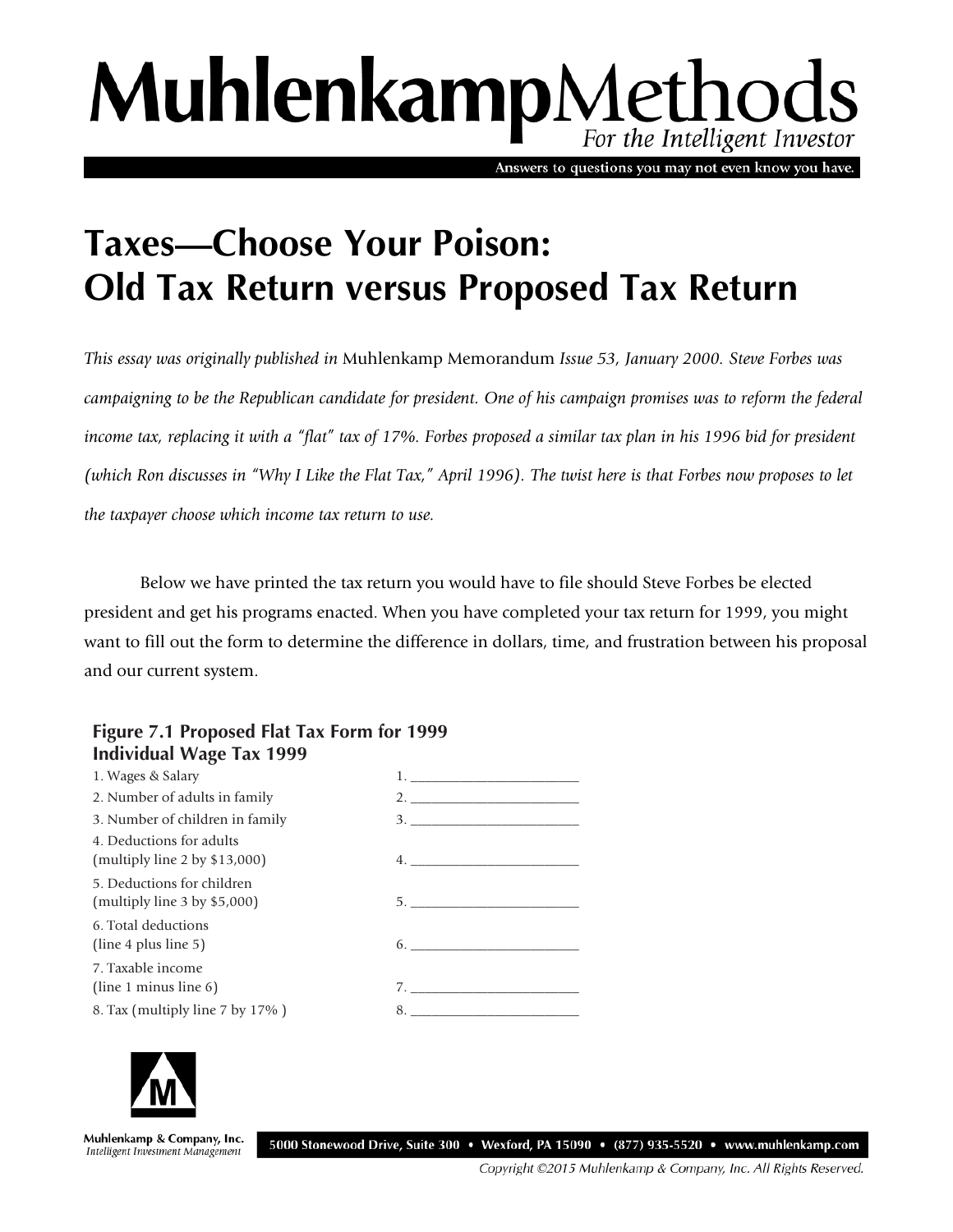# MuhlenkampMethods

*For the Intelligent Investor*

Answers to questions you may not even know you have.

# Taxes—Choose Your Poison: Old Tax Return versus Proposed Tax Return

*This essay was originally published in* Muhlenkamp Memorandum *Issue 53, January 2000. Steve Forbes was campaigning to be the Republican candidate for president. One of his campaign promises was to reform the federal income tax, replacing it with a "flat" tax of 17%. Forbes proposed a similar tax plan in his 1996 bid for president (which Ron discusses in "Why I Like the Flat Tax," April 1996). The twist here is that Forbes now proposes to let the taxpayer choose which income tax return to use.*

Below we have printed the tax return you would have to file should Steve Forbes be elected president and get his programs enacted. When you have completed your tax return for 1999, you might want to fill out the form to determine the difference in dollars, time, and frustration between his proposal and our current system.

**Figure 7.1 Proposed Flat Tax Form for 1999**

**Individual Wage Tax 1999**

| | |
|---|---|
| 1. Wages & Salary | 1. ____________ |
| 2. Number of adults in family | 2. ____________ |
| 3. Number of children in family | 3. ____________ |
| 4. Deductions for adults (multiply line 2 by $13,000) | 4. ____________ |
| 5. Deductions for children (multiply line 3 by $5,000) | 5. ____________ |
| 6. Total deductions (line 4 plus line 5) | 6. ____________ |
| 7. Taxable income (line 1 minus line 6) | 7. ____________ |
| 8. Tax (multiply line 7 by 17% ) | 8. ____________ |

Muhlenkamp & Company, Inc.
*Intelligent Investment Management*

5000 Stonewood Drive, Suite 300 • Wexford, PA 15090 • (877) 935-5520 • www.muhlenkamp.com

*Copyright ©2015 Muhlenkamp & Company, Inc. All Rights Reserved.*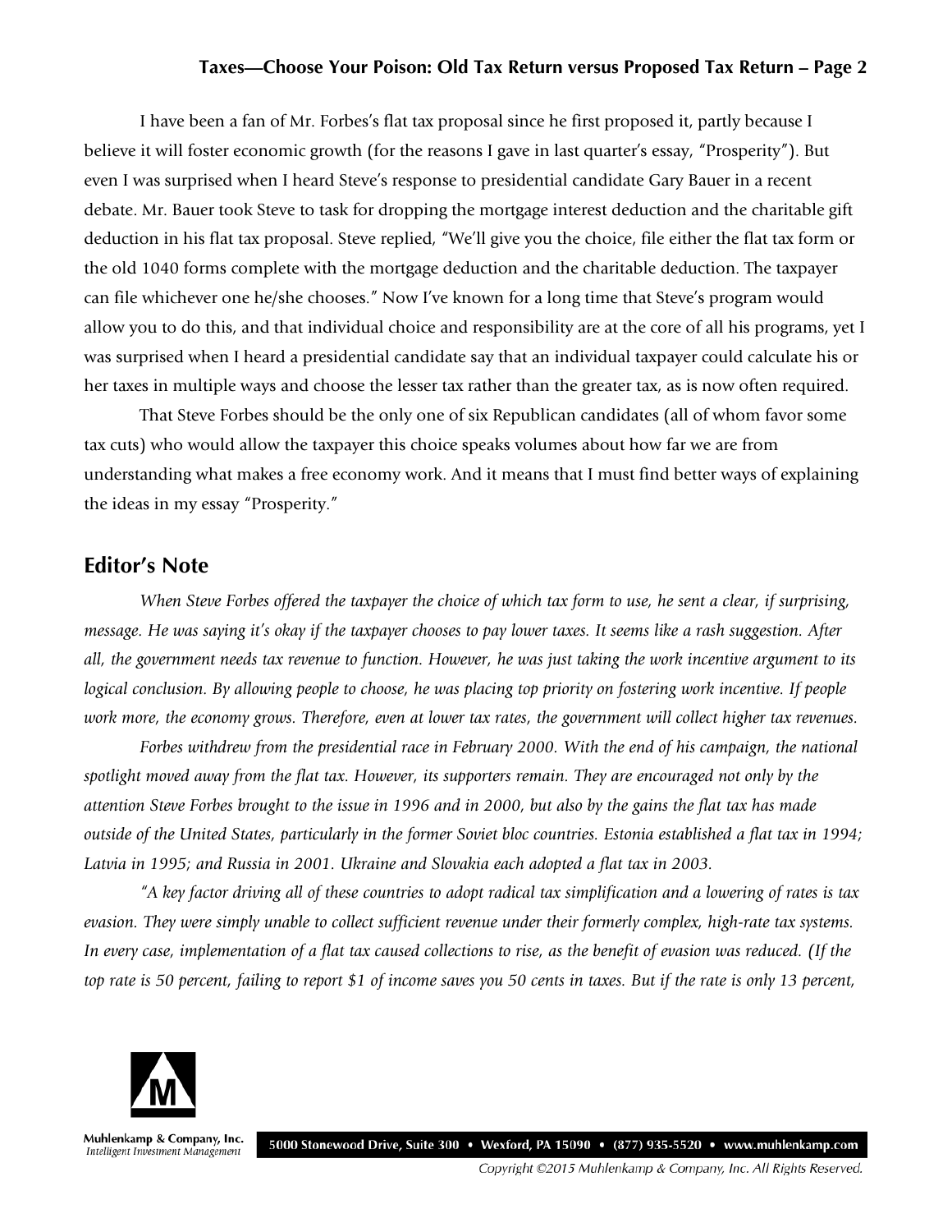I have been a fan of Mr. Forbes's flat tax proposal since he first proposed it, partly because I believe it will foster economic growth (for the reasons I gave in last quarter's essay, "Prosperity"). But even I was surprised when I heard Steve's response to presidential candidate Gary Bauer in a recent debate. Mr. Bauer took Steve to task for dropping the mortgage interest deduction and the charitable gift deduction in his flat tax proposal. Steve replied, "We'll give you the choice, file either the flat tax form or the old 1040 forms complete with the mortgage deduction and the charitable deduction. The taxpayer can file whichever one he/she chooses." Now I've known for a long time that Steve's program would allow you to do this, and that individual choice and responsibility are at the core of all his programs, yet I was surprised when I heard a presidential candidate say that an individual taxpayer could calculate his or her taxes in multiple ways and choose the lesser tax rather than the greater tax, as is now often required.

That Steve Forbes should be the only one of six Republican candidates (all of whom favor some tax cuts) who would allow the taxpayer this choice speaks volumes about how far we are from understanding what makes a free economy work. And it means that I must find better ways of explaining the ideas in my essay "Prosperity."

## Editor's Note

*When Steve Forbes offered the taxpayer the choice of which tax form to use, he sent a clear, if surprising, message. He was saying it's okay if the taxpayer chooses to pay lower taxes. It seems like a rash suggestion. After all, the government needs tax revenue to function. However, he was just taking the work incentive argument to its logical conclusion. By allowing people to choose, he was placing top priority on fostering work incentive. If people work more, the economy grows. Therefore, even at lower tax rates, the government will collect higher tax revenues.*

*Forbes withdrew from the presidential race in February 2000. With the end of his campaign, the national spotlight moved away from the flat tax. However, its supporters remain. They are encouraged not only by the attention Steve Forbes brought to the issue in 1996 and in 2000, but also by the gains the flat tax has made outside of the United States, particularly in the former Soviet bloc countries. Estonia established a flat tax in 1994; Latvia in 1995; and Russia in 2001. Ukraine and Slovakia each adopted a flat tax in 2003.*

*"A key factor driving all of these countries to adopt radical tax simplification and a lowering of rates is tax evasion. They were simply unable to collect sufficient revenue under their formerly complex, high-rate tax systems. In every case, implementation of a flat tax caused collections to rise, as the benefit of evasion was reduced. (If the top rate is 50 percent, failing to report $1 of income saves you 50 cents in taxes. But if the rate is only 13 percent,*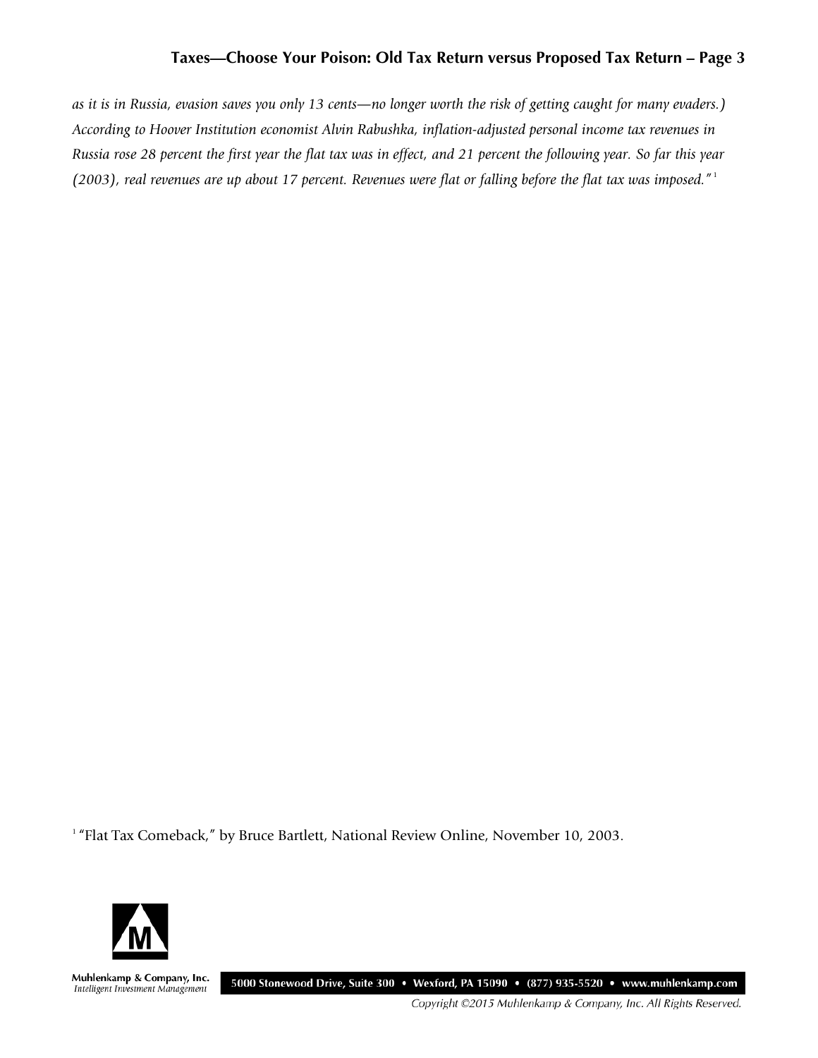*as it is in Russia, evasion saves you only 13 cents—no longer worth the risk of getting caught for many evaders.) According to Hoover Institution economist Alvin Rabushka, inflation-adjusted personal income tax revenues in Russia rose 28 percent the first year the flat tax was in effect, and 21 percent the following year. So far this year (2003), real revenues are up about 17 percent. Revenues were flat or falling before the flat tax was imposed."*[1]

[1] "Flat Tax Comeback," by Bruce Bartlett, National Review Online, November 10, 2003.